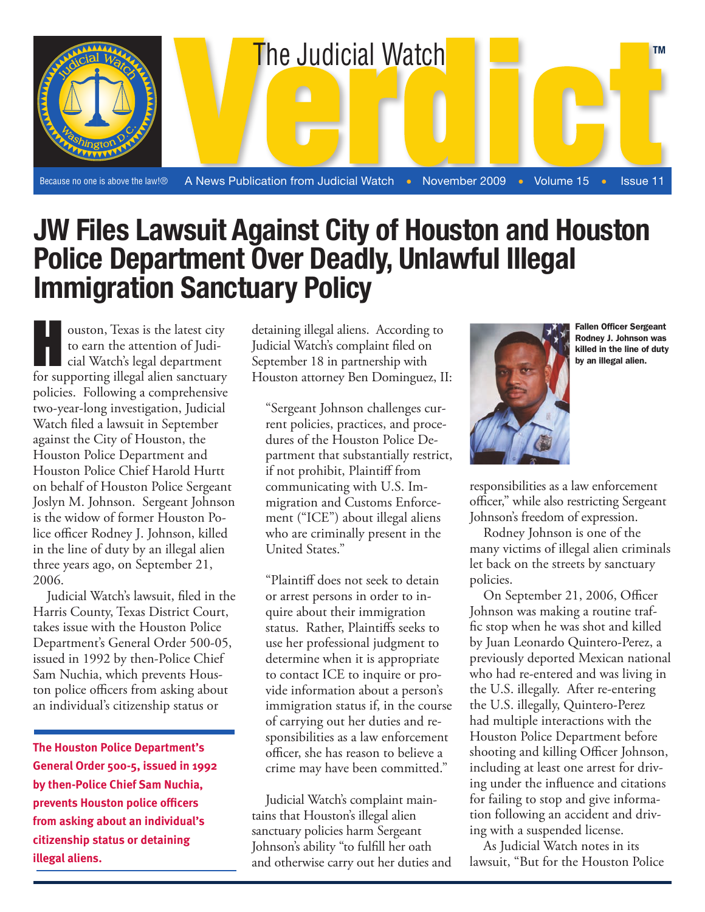# The Judicial Watch Verdict

Because no one is above the law!® A News Publication from Judicial Watch • November 2009 • Volume 15 • Issue 11

## JW Files Lawsuit Against City of Houston and Houston Police Department Over Deadly, Unlawful Illegal Immigration Sanctuary Policy

Houston, Texas is the latest city to earn the attention of Judicial Watch's legal department for supporting illegal alien sanctuary policies. Following a comprehensive two-year-long investigation, Judicial Watch filed a lawsuit in September against the City of Houston, the Houston Police Department and Houston Police Chief Harold Hurtt on behalf of Houston Police Sergeant Joslyn M. Johnson. Sergeant Johnson is the widow of former Houston Police officer Rodney J. Johnson, killed in the line of duty by an illegal alien three years ago, on September 21, 2006.

Judicial Watch's lawsuit, filed in the Harris County, Texas District Court, takes issue with the Houston Police Department's General Order 500-05, issued in 1992 by then-Police Chief Sam Nuchia, which prevents Houston police officers from asking about an individual's citizenship status or detaining illegal aliens. According to Judicial Watch's complaint filed on September 18 in partnership with Houston attorney Ben Dominguez, II:

**The Houston Police Department's General Order 500-5, issued in 1992 by then-Police Chief Sam Nuchia, prevents Houston police officers from asking about an individual's citizenship status or detaining illegal aliens.**

> "Sergeant Johnson challenges current policies, practices, and procedures of the Houston Police Department that substantially restrict, if not prohibit, Plaintiff from communicating with U.S. Immigration and Customs Enforcement ("ICE") about illegal aliens who are criminally present in the United States."

> "Plaintiff does not seek to detain or arrest persons in order to inquire about their immigration status. Rather, Plaintiffs seeks to use her professional judgment to determine when it is appropriate to contact ICE to inquire or provide information about a person's immigration status if, in the course of carrying out her duties and responsibilities as a law enforcement officer, she has reason to believe a crime may have been committed."

Judicial Watch's complaint maintains that Houston's illegal alien sanctuary policies harm Sergeant Johnson's ability "to fulfill her oath and otherwise carry out her duties and responsibilities as a law enforcement officer," while also restricting Sergeant Johnson's freedom of expression.

**Fallen Officer Sergeant Rodney J. Johnson was killed in the line of duty by an illegal alien.**

Rodney Johnson is one of the many victims of illegal alien criminals let back on the streets by sanctuary policies.

On September 21, 2006, Officer Johnson was making a routine traffic stop when he was shot and killed by Juan Leonardo Quintero-Perez, a previously deported Mexican national who had re-entered and was living in the U.S. illegally. After re-entering the U.S. illegally, Quintero-Perez had multiple interactions with the Houston Police Department before shooting and killing Officer Johnson, including at least one arrest for driving under the influence and citations for failing to stop and give information following an accident and driving with a suspended license.

As Judicial Watch notes in its lawsuit, "But for the Houston Police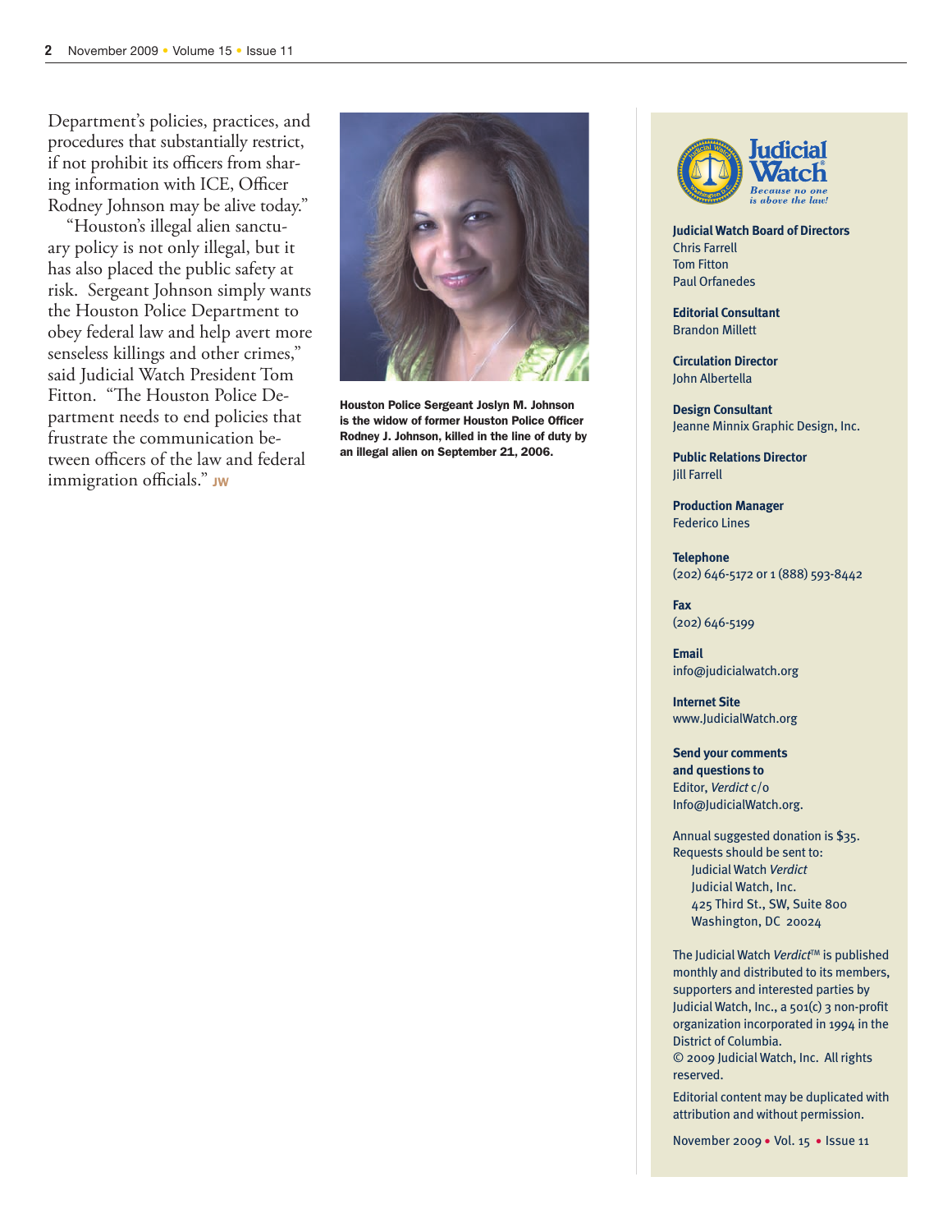Department's policies, practices, and procedures that substantially restrict, if not prohibit its officers from sharing information with ICE, Officer Rodney Johnson may be alive today."

"Houston's illegal alien sanctuary policy is not only illegal, but it has also placed the public safety at risk. Sergeant Johnson simply wants the Houston Police Department to obey federal law and help avert more senseless killings and other crimes," said Judicial Watch President Tom Fitton. "The Houston Police Department needs to end policies that frustrate the communication between officers of the law and federal immigration officials." JW

**Houston Police Sergeant Joslyn M. Johnson is the widow of former Houston Police Officer Rodney J. Johnson, killed in the line of duty by an illegal alien on September 21, 2006.**

Judicial Watch
*Because no one is above the law!*

**Judicial Watch Board of Directors**
Chris Farrell
Tom Fitton
Paul Orfanedes

**Editorial Consultant**
Brandon Millett

**Circulation Director**
John Albertella

**Design Consultant**
Jeanne Minnix Graphic Design, Inc.

**Public Relations Director**
Jill Farrell

**Production Manager**
Federico Lines

**Telephone**
(202) 646-5172 or 1 (888) 593-8442

**Fax**
(202) 646-5199

**Email**
info@judicialwatch.org

**Internet Site**
www.JudicialWatch.org

**Send your comments and questions to**
Editor, *Verdict* c/o
Info@JudicialWatch.org.

Annual suggested donation is $35.
Requests should be sent to:
Judicial Watch *Verdict*
Judicial Watch, Inc.
425 Third St., SW, Suite 800
Washington, DC 20024

The Judicial Watch *Verdict*™ is published monthly and distributed to its members, supporters and interested parties by Judicial Watch, Inc., a 501(c) 3 non-profit organization incorporated in 1994 in the District of Columbia.
© 2009 Judicial Watch, Inc. All rights reserved.

Editorial content may be duplicated with attribution and without permission.

November 2009 • Vol. 15 • Issue 11